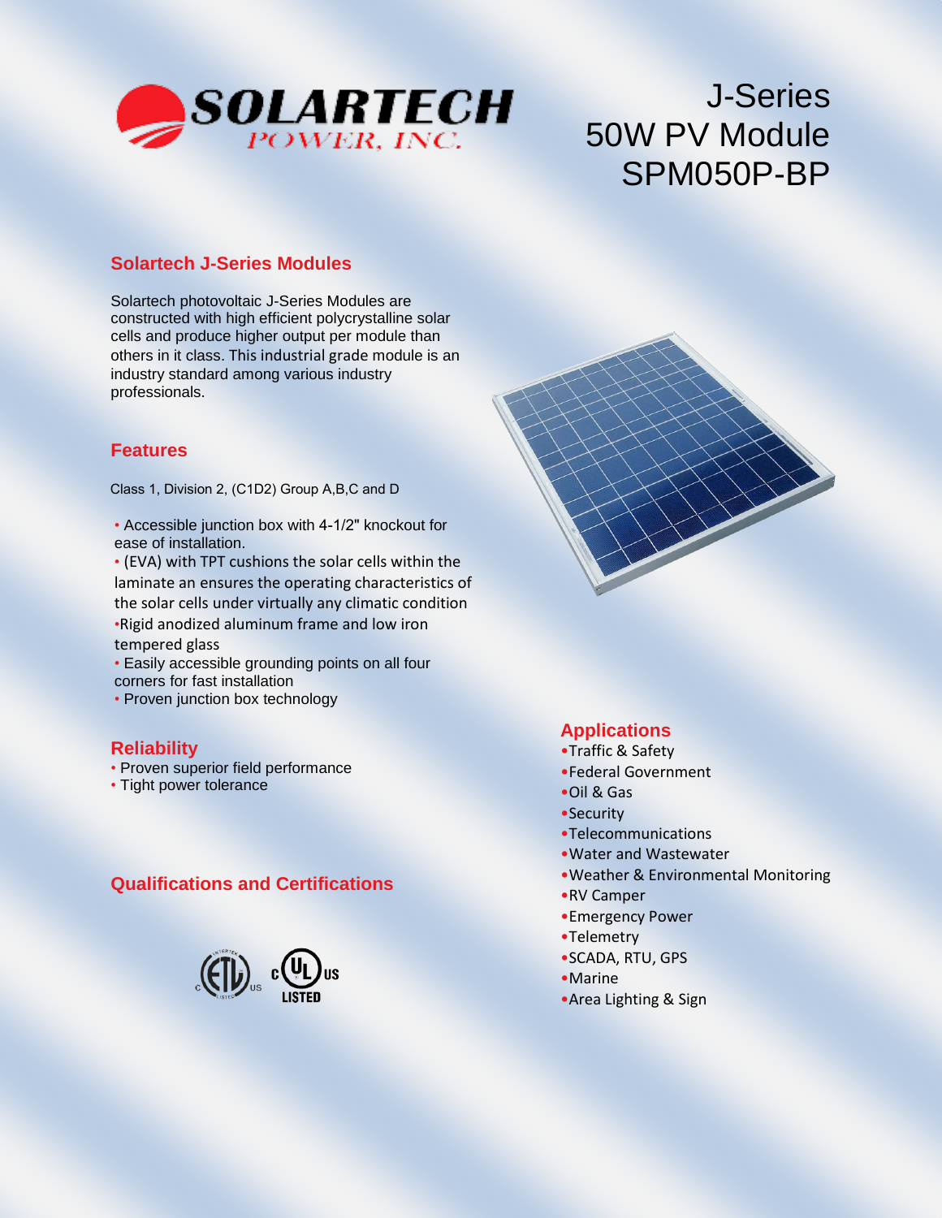SOLARTECH POWER, INC.

# J-Series 50W PV Module SPM050P-BP

## Solartech J-Series Modules

Solartech photovoltaic J-Series Modules are constructed with high efficient polycrystalline solar cells and produce higher output per module than others in it class. This industrial grade module is an industry standard among various industry professionals.

## Features

Class 1, Division 2, (C1D2) Group A,B,C and D

- Accessible junction box with 4-1/2" knockout for ease of installation.
- (EVA) with TPT cushions the solar cells within the laminate an ensures the operating characteristics of the solar cells under virtually any climatic condition
- Rigid anodized aluminum frame and low iron tempered glass
- Easily accessible grounding points on all four corners for fast installation
- Proven junction box technology

## Reliability

- Proven superior field performance
- Tight power tolerance

## Qualifications and Certifications

ETL c US LISTED — c UL US LISTED

## Applications

- Traffic & Safety
- Federal Government
- Oil & Gas
- Security
- Telecommunications
- Water and Wastewater
- Weather & Environmental Monitoring
- RV Camper
- Emergency Power
- Telemetry
- SCADA, RTU, GPS
- Marine
- Area Lighting & Sign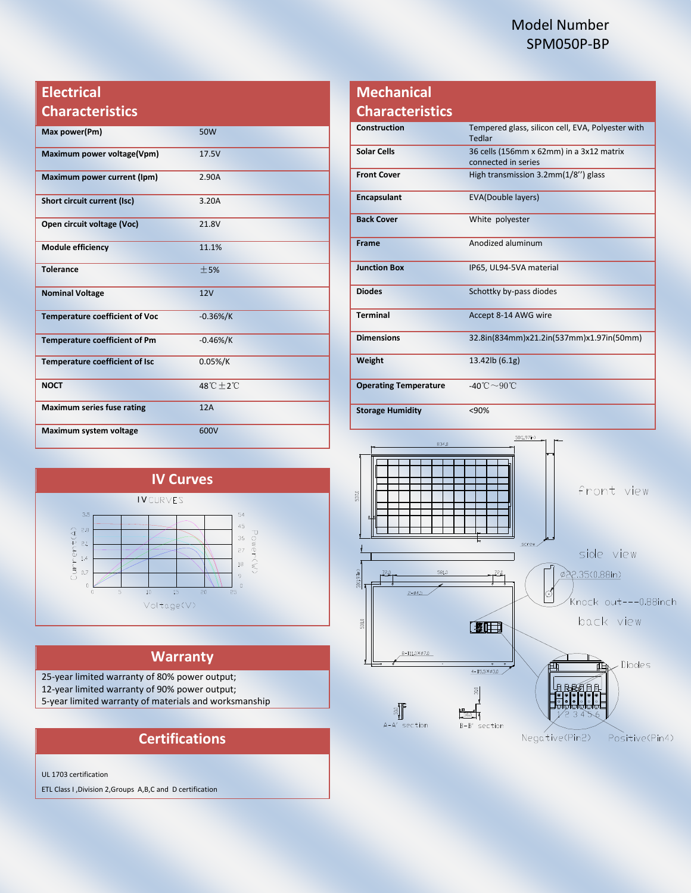Model Number
SPM050P-BP

## Electrical Characteristics

| | |
|---|---|
| **Max power(Pm)** | 50W |
| **Maximum power voltage(Vpm)** | 17.5V |
| **Maximum power current (Ipm)** | 2.90A |
| **Short circuit current (Isc)** | 3.20A |
| **Open circuit voltage (Voc)** | 21.8V |
| **Module efficiency** | 11.1% |
| **Tolerance** | ±5% |
| **Nominal Voltage** | 12V |
| **Temperature coefficient of Voc** | -0.36%/K |
| **Temperature coefficient of Pm** | -0.46%/K |
| **Temperature coefficient of Isc** | 0.05%/K |
| **NOCT** | 48℃±2℃ |
| **Maximum series fuse rating** | 12A |
| **Maximum system voltage** | 600V |

## IV Curves

IV CURVES

3.5
2.8
2.1
1.4
0.7
0
Current(A)

54
45
36
27
18
9
0
Power(W)

0 5 10 15 20 25
Voltage(V)

## Warranty

25-year limited warranty of 80% power output;
12-year limited warranty of 90% power output;
5-year limited warranty of materials and worksmanship

## Certifications

UL 1703 certification

ETL Class I ,Division 2,Groups A,B,C and D certification

## Mechanical Characteristics

| | |
|---|---|
| **Construction** | Tempered glass, silicon cell, EVA, Polyester with Tedlar |
| **Solar Cells** | 36 cells (156mm x 62mm) in a 3x12 matrix connected in series |
| **Front Cover** | High transmission 3.2mm(1/8'') glass |
| **Encapsulant** | EVA(Double layers) |
| **Back Cover** | White polyester |
| **Frame** | Anodized aluminum |
| **Junction Box** | IP65, UL94-5VA material |
| **Diodes** | Schottky by-pass diodes |
| **Terminal** | Accept 8-14 AWG wire |
| **Dimensions** | 32.8in(834mm)x21.2in(537mm)x1.97in(50mm) |
| **Weight** | 13.42lb (6.1g) |
| **Operating Temperature** | -40℃～90℃ |
| **Storage Humidity** | <90% |

834.0
50(1.97in)
537.0
front view
screw
side view
Ø22.35(0.88in)
Knock out---0.88inch
back view
Diodes
A-A' section
B-B' section
1 2 3 4 5 6
Negative(Pin2)
Positive(Pin4)